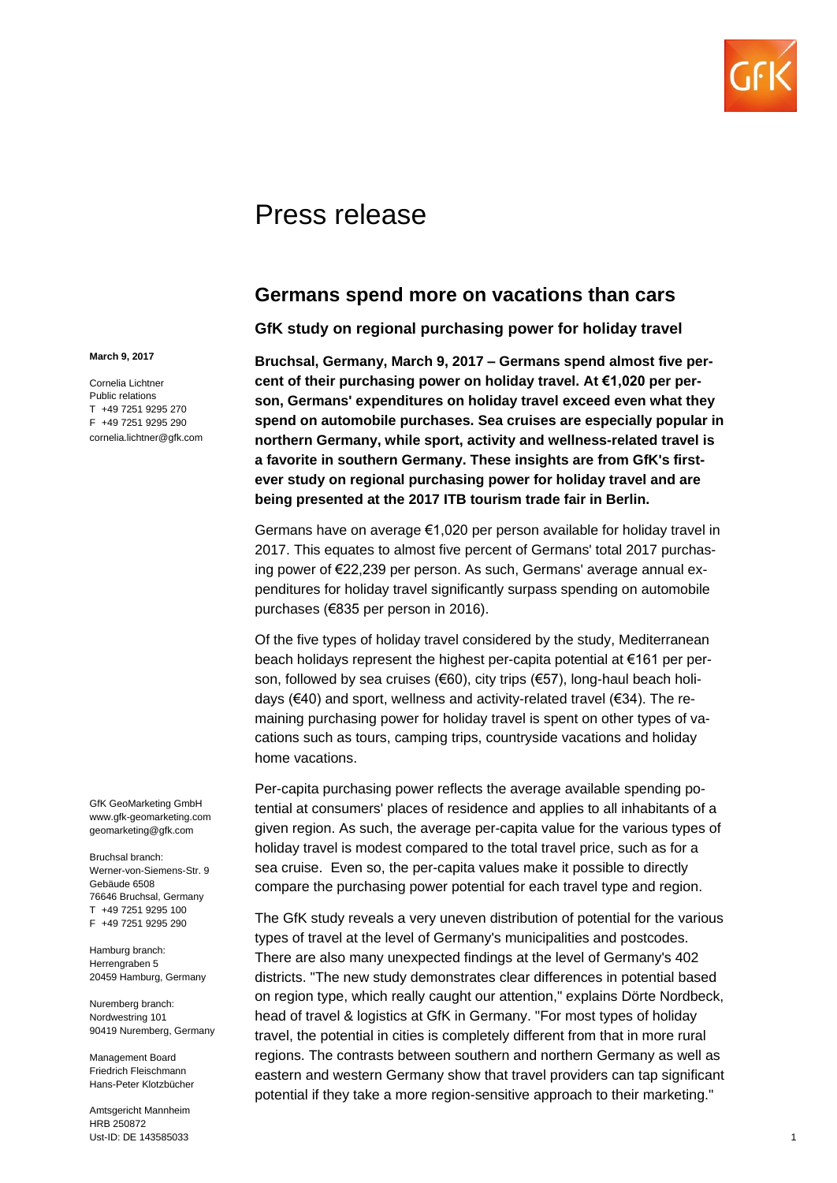# Press release

## Germans spend more on vacations than cars

### GfK study on regional purchasing power for holiday travel

March 9, 2017

Cornelia Lichtner
Public relations
T +49 7251 9295 270
F +49 7251 9295 290
cornelia.lichtner@gfk.com

**Bruchsal, Germany, March 9, 2017 – Germans spend almost five percent of their purchasing power on holiday travel. At €1,020 per person, Germans' expenditures on holiday travel exceed even what they spend on automobile purchases. Sea cruises are especially popular in northern Germany, while sport, activity and wellness-related travel is a favorite in southern Germany. These insights are from GfK's first-ever study on regional purchasing power for holiday travel and are being presented at the 2017 ITB tourism trade fair in Berlin.**

Germans have on average €1,020 per person available for holiday travel in 2017. This equates to almost five percent of Germans' total 2017 purchasing power of €22,239 per person. As such, Germans' average annual expenditures for holiday travel significantly surpass spending on automobile purchases (€835 per person in 2016).

Of the five types of holiday travel considered by the study, Mediterranean beach holidays represent the highest per-capita potential at €161 per person, followed by sea cruises (€60), city trips (€57), long-haul beach holidays (€40) and sport, wellness and activity-related travel (€34). The remaining purchasing power for holiday travel is spent on other types of vacations such as tours, camping trips, countryside vacations and holiday home vacations.

Per-capita purchasing power reflects the average available spending potential at consumers' places of residence and applies to all inhabitants of a given region. As such, the average per-capita value for the various types of holiday travel is modest compared to the total travel price, such as for a sea cruise. Even so, the per-capita values make it possible to directly compare the purchasing power potential for each travel type and region.

The GfK study reveals a very uneven distribution of potential for the various types of travel at the level of Germany's municipalities and postcodes. There are also many unexpected findings at the level of Germany's 402 districts. "The new study demonstrates clear differences in potential based on region type, which really caught our attention," explains Dörte Nordbeck, head of travel & logistics at GfK in Germany. "For most types of holiday travel, the potential in cities is completely different from that in more rural regions. The contrasts between southern and northern Germany as well as eastern and western Germany show that travel providers can tap significant potential if they take a more region-sensitive approach to their marketing."

GfK GeoMarketing GmbH
www.gfk-geomarketing.com
geomarketing@gfk.com

Bruchsal branch:
Werner-von-Siemens-Str. 9
Gebäude 6508
76646 Bruchsal, Germany
T +49 7251 9295 100
F +49 7251 9295 290

Hamburg branch:
Herrengraben 5
20459 Hamburg, Germany

Nuremberg branch:
Nordwestring 101
90419 Nuremberg, Germany

Management Board
Friedrich Fleischmann
Hans-Peter Klotzbücher

Amtsgericht Mannheim
HRB 250872
Ust-ID: DE 143585033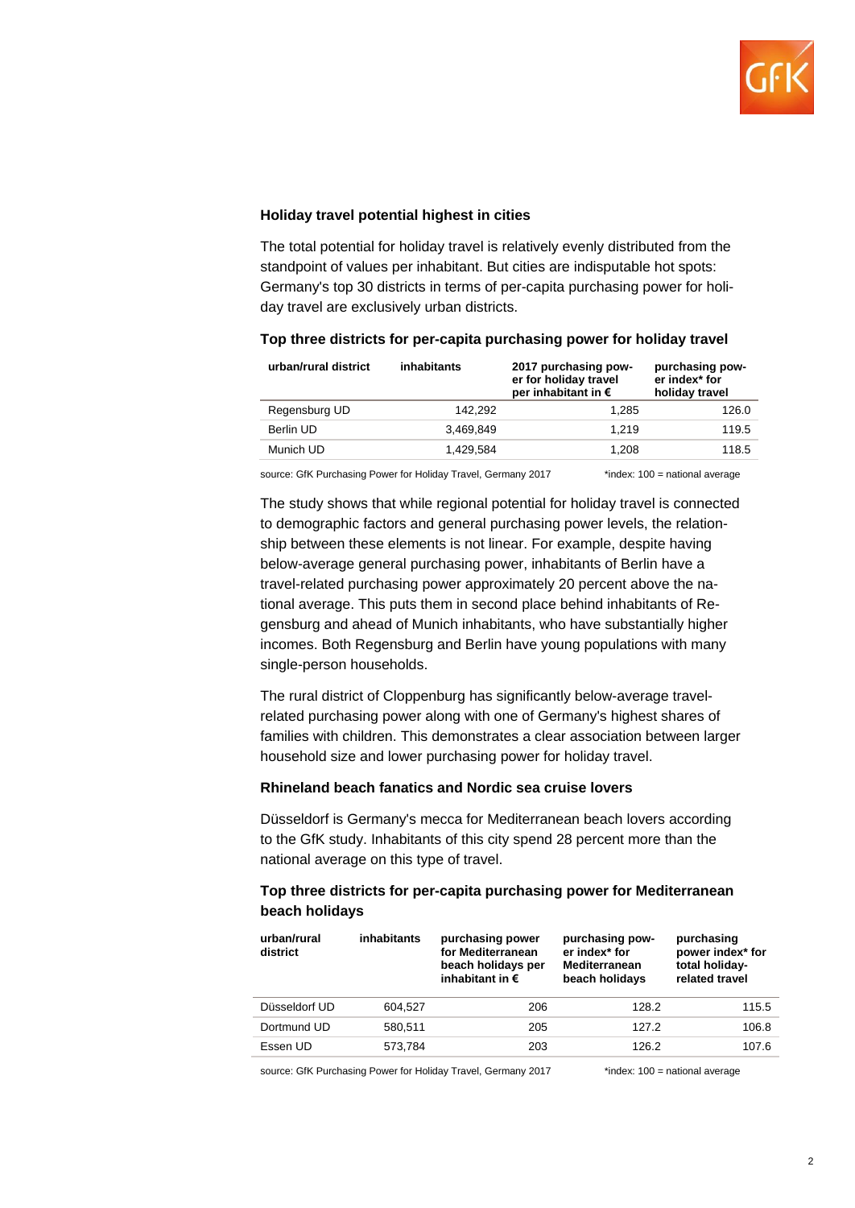### Holiday travel potential highest in cities

The total potential for holiday travel is relatively evenly distributed from the standpoint of values per inhabitant. But cities are indisputable hot spots: Germany's top 30 districts in terms of per-capita purchasing power for holiday travel are exclusively urban districts.

#### Top three districts for per-capita purchasing power for holiday travel

| urban/rural district | inhabitants | 2017 purchasing power for holiday travel per inhabitant in € | purchasing power index* for holiday travel |
|---|---|---|---|
| Regensburg UD | 142,292 | 1,285 | 126.0 |
| Berlin UD | 3,469,849 | 1,219 | 119.5 |
| Munich UD | 1,429,584 | 1,208 | 118.5 |

source: GfK Purchasing Power for Holiday Travel, Germany 2017 *index: 100 = national average

The study shows that while regional potential for holiday travel is connected to demographic factors and general purchasing power levels, the relationship between these elements is not linear. For example, despite having below-average general purchasing power, inhabitants of Berlin have a travel-related purchasing power approximately 20 percent above the national average. This puts them in second place behind inhabitants of Regensburg and ahead of Munich inhabitants, who have substantially higher incomes. Both Regensburg and Berlin have young populations with many single-person households.

The rural district of Cloppenburg has significantly below-average travel-related purchasing power along with one of Germany's highest shares of families with children. This demonstrates a clear association between larger household size and lower purchasing power for holiday travel.

### Rhineland beach fanatics and Nordic sea cruise lovers

Düsseldorf is Germany's mecca for Mediterranean beach lovers according to the GfK study. Inhabitants of this city spend 28 percent more than the national average on this type of travel.

#### Top three districts for per-capita purchasing power for Mediterranean beach holidays

| urban/rural district | inhabitants | purchasing power for Mediterranean beach holidays per inhabitant in € | purchasing power index* for Mediterranean beach holidays | purchasing power index* for total holiday-related travel |
|---|---|---|---|---|
| Düsseldorf UD | 604,527 | 206 | 128.2 | 115.5 |
| Dortmund UD | 580,511 | 205 | 127.2 | 106.8 |
| Essen UD | 573,784 | 203 | 126.2 | 107.6 |

source: GfK Purchasing Power for Holiday Travel, Germany 2017 *index: 100 = national average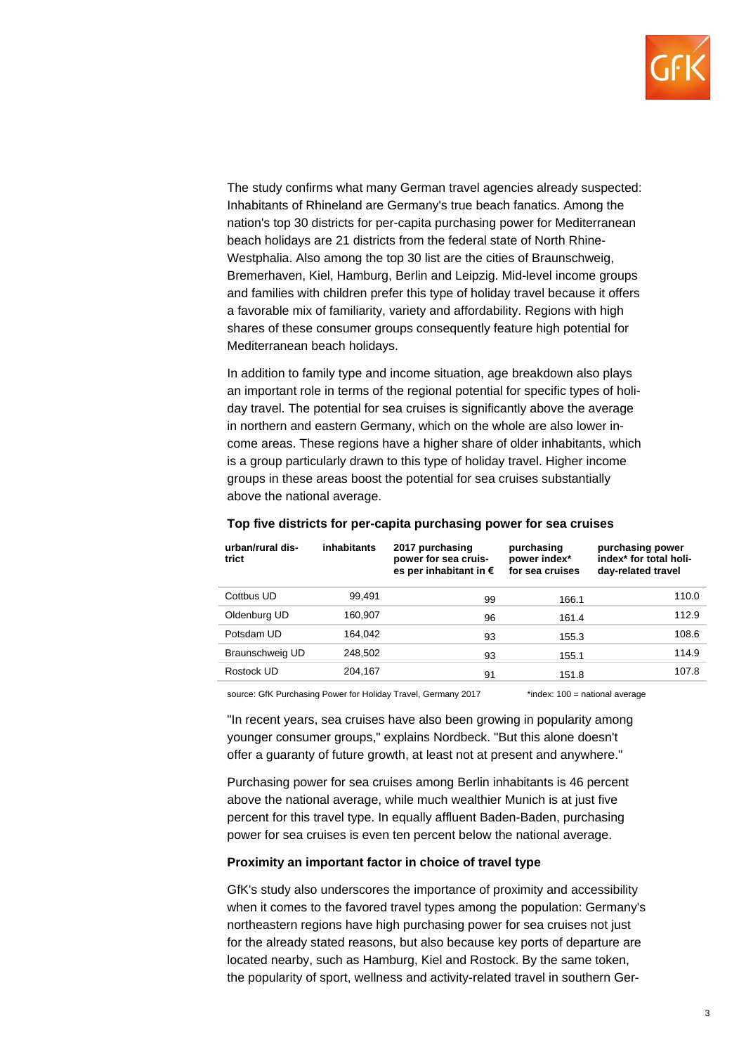The study confirms what many German travel agencies already suspected: Inhabitants of Rhineland are Germany's true beach fanatics. Among the nation's top 30 districts for per-capita purchasing power for Mediterranean beach holidays are 21 districts from the federal state of North Rhine-Westphalia. Also among the top 30 list are the cities of Braunschweig, Bremerhaven, Kiel, Hamburg, Berlin and Leipzig. Mid-level income groups and families with children prefer this type of holiday travel because it offers a favorable mix of familiarity, variety and affordability. Regions with high shares of these consumer groups consequently feature high potential for Mediterranean beach holidays.

In addition to family type and income situation, age breakdown also plays an important role in terms of the regional potential for specific types of holiday travel. The potential for sea cruises is significantly above the average in northern and eastern Germany, which on the whole are also lower income areas. These regions have a higher share of older inhabitants, which is a group particularly drawn to this type of holiday travel. Higher income groups in these areas boost the potential for sea cruises substantially above the national average.

**Top five districts for per-capita purchasing power for sea cruises**

| urban/rural district | inhabitants | 2017 purchasing power for sea cruises per inhabitant in € | purchasing power index* for sea cruises | purchasing power index* for total holiday-related travel |
|---|---|---|---|---|
| Cottbus UD | 99,491 | 99 | 166.1 | 110.0 |
| Oldenburg UD | 160,907 | 96 | 161.4 | 112.9 |
| Potsdam UD | 164,042 | 93 | 155.3 | 108.6 |
| Braunschweig UD | 248,502 | 93 | 155.1 | 114.9 |
| Rostock UD | 204,167 | 91 | 151.8 | 107.8 |

source: GfK Purchasing Power for Holiday Travel, Germany 2017 *index: 100 = national average

"In recent years, sea cruises have also been growing in popularity among younger consumer groups," explains Nordbeck. "But this alone doesn't offer a guaranty of future growth, at least not at present and anywhere."

Purchasing power for sea cruises among Berlin inhabitants is 46 percent above the national average, while much wealthier Munich is at just five percent for this travel type. In equally affluent Baden-Baden, purchasing power for sea cruises is even ten percent below the national average.

**Proximity an important factor in choice of travel type**

GfK's study also underscores the importance of proximity and accessibility when it comes to the favored travel types among the population: Germany's northeastern regions have high purchasing power for sea cruises not just for the already stated reasons, but also because key ports of departure are located nearby, such as Hamburg, Kiel and Rostock. By the same token, the popularity of sport, wellness and activity-related travel in southern Ger-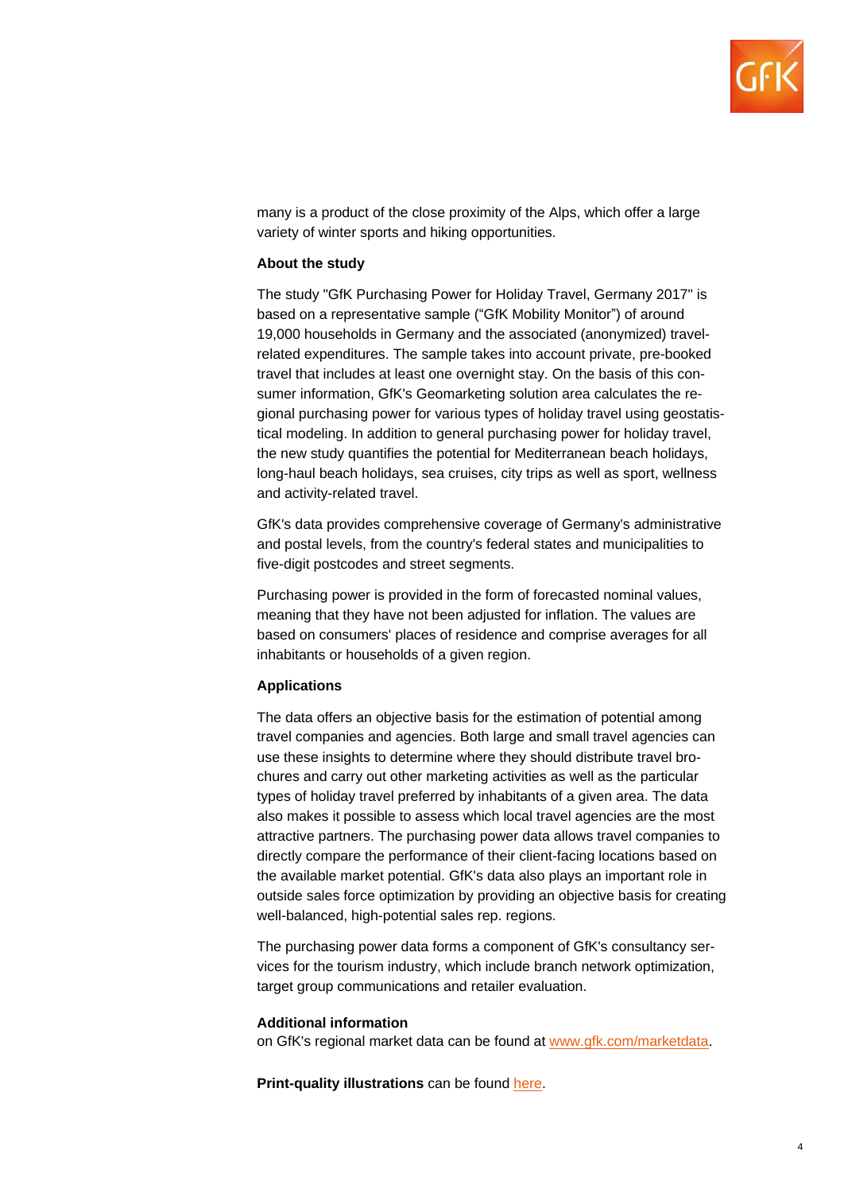many is a product of the close proximity of the Alps, which offer a large variety of winter sports and hiking opportunities.

**About the study**

The study "GfK Purchasing Power for Holiday Travel, Germany 2017" is based on a representative sample ("GfK Mobility Monitor") of around 19,000 households in Germany and the associated (anonymized) travel-related expenditures. The sample takes into account private, pre-booked travel that includes at least one overnight stay. On the basis of this consumer information, GfK's Geomarketing solution area calculates the regional purchasing power for various types of holiday travel using geostatistical modeling. In addition to general purchasing power for holiday travel, the new study quantifies the potential for Mediterranean beach holidays, long-haul beach holidays, sea cruises, city trips as well as sport, wellness and activity-related travel.

GfK's data provides comprehensive coverage of Germany's administrative and postal levels, from the country's federal states and municipalities to five-digit postcodes and street segments.

Purchasing power is provided in the form of forecasted nominal values, meaning that they have not been adjusted for inflation. The values are based on consumers' places of residence and comprise averages for all inhabitants or households of a given region.

**Applications**

The data offers an objective basis for the estimation of potential among travel companies and agencies. Both large and small travel agencies can use these insights to determine where they should distribute travel brochures and carry out other marketing activities as well as the particular types of holiday travel preferred by inhabitants of a given area. The data also makes it possible to assess which local travel agencies are the most attractive partners. The purchasing power data allows travel companies to directly compare the performance of their client-facing locations based on the available market potential. GfK's data also plays an important role in outside sales force optimization by providing an objective basis for creating well-balanced, high-potential sales rep. regions.

The purchasing power data forms a component of GfK's consultancy services for the tourism industry, which include branch network optimization, target group communications and retailer evaluation.

**Additional information**
on GfK's regional market data can be found at www.gfk.com/marketdata.

**Print-quality illustrations** can be found here.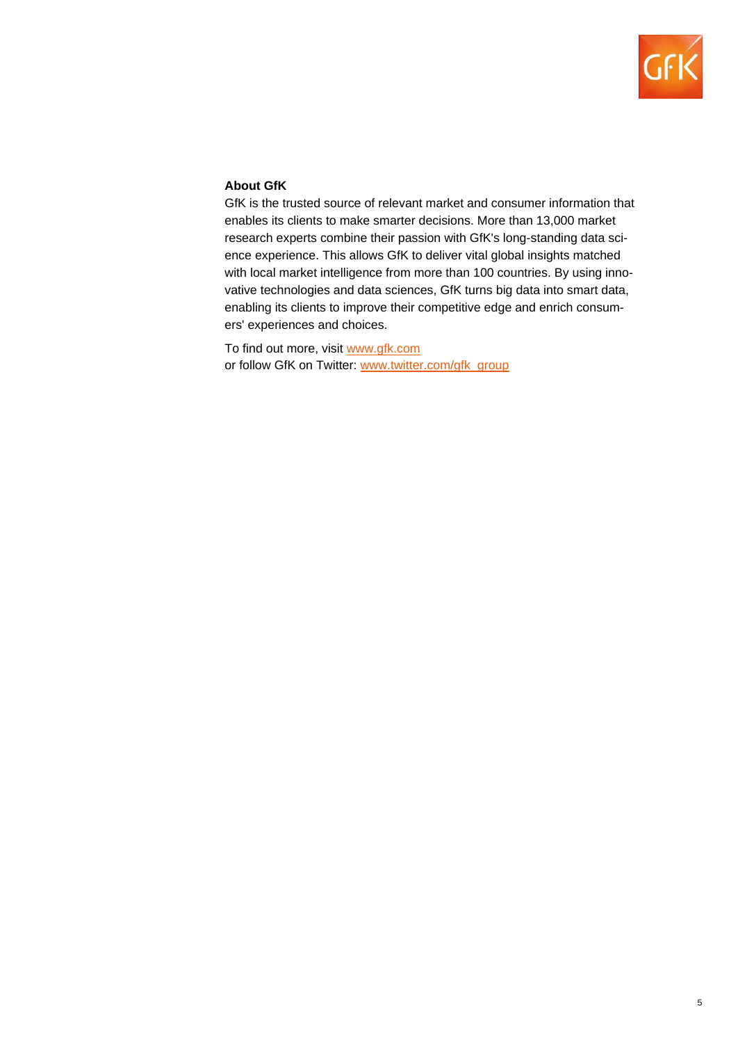**About GfK**

GfK is the trusted source of relevant market and consumer information that enables its clients to make smarter decisions. More than 13,000 market research experts combine their passion with GfK's long-standing data science experience. This allows GfK to deliver vital global insights matched with local market intelligence from more than 100 countries. By using innovative technologies and data sciences, GfK turns big data into smart data, enabling its clients to improve their competitive edge and enrich consumers' experiences and choices.

To find out more, visit www.gfk.com
or follow GfK on Twitter: www.twitter.com/gfk_group